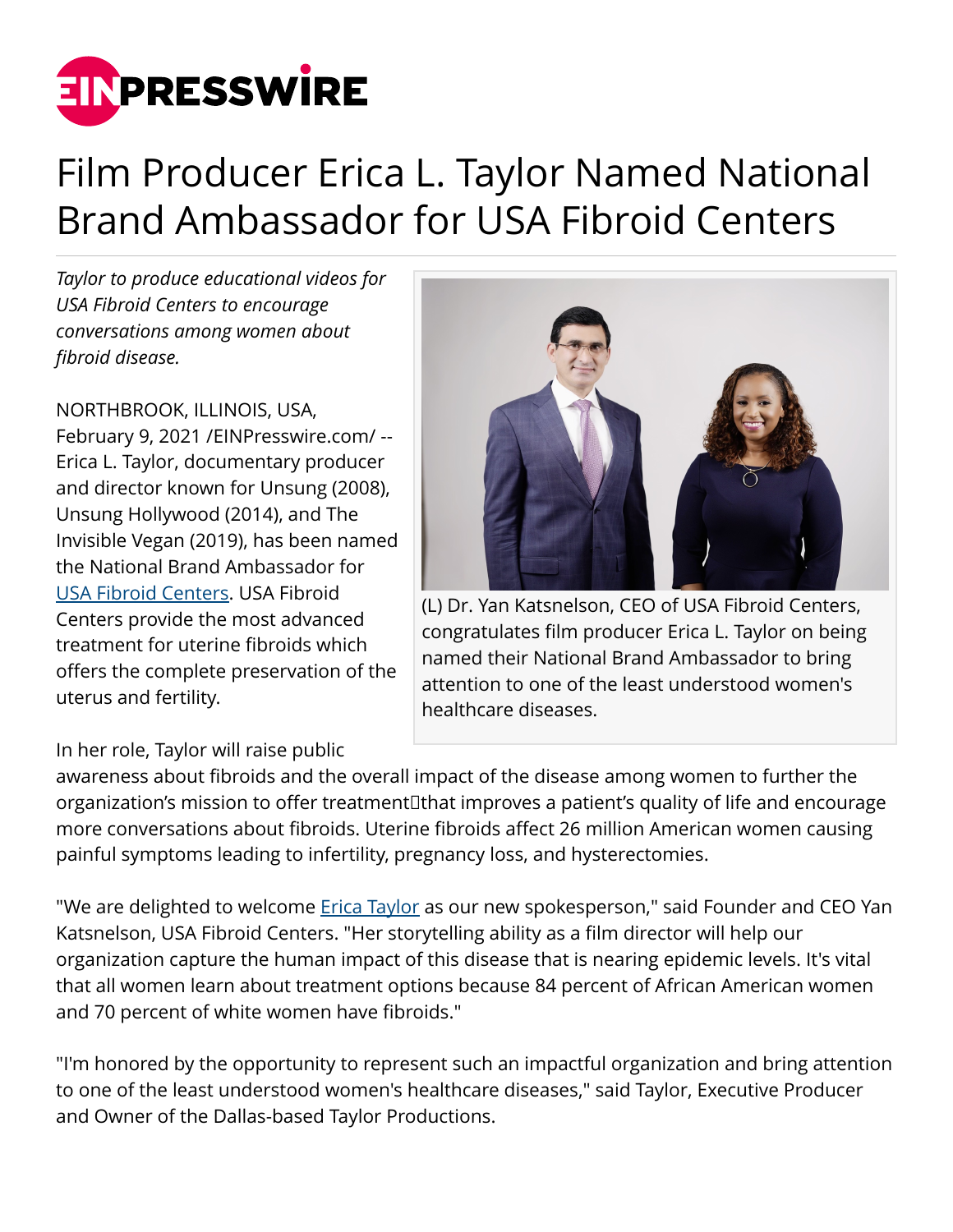# Film Producer Erica L. Taylor Named National Brand Ambassador for USA Fibroid Centers

*Taylor to produce educational videos for USA Fibroid Centers to encourage conversations among women about fibroid disease.*

NORTHBROOK, ILLINOIS, USA, February 9, 2021 /EINPresswire.com/ -- Erica L. Taylor, documentary producer and director known for Unsung (2008), Unsung Hollywood (2014), and The Invisible Vegan (2019), has been named the National Brand Ambassador for USA Fibroid Centers. USA Fibroid Centers provide the most advanced treatment for uterine fibroids which offers the complete preservation of the uterus and fertility.

(L) Dr. Yan Katsnelson, CEO of USA Fibroid Centers, congratulates film producer Erica L. Taylor on being named their National Brand Ambassador to bring attention to one of the least understood women's healthcare diseases.

In her role, Taylor will raise public awareness about fibroids and the overall impact of the disease among women to further the organization's mission to offer treatment that improves a patient's quality of life and encourage more conversations about fibroids. Uterine fibroids affect 26 million American women causing painful symptoms leading to infertility, pregnancy loss, and hysterectomies.

"We are delighted to welcome Erica Taylor as our new spokesperson," said Founder and CEO Yan Katsnelson, USA Fibroid Centers. "Her storytelling ability as a film director will help our organization capture the human impact of this disease that is nearing epidemic levels. It's vital that all women learn about treatment options because 84 percent of African American women and 70 percent of white women have fibroids."

"I'm honored by the opportunity to represent such an impactful organization and bring attention to one of the least understood women's healthcare diseases," said Taylor, Executive Producer and Owner of the Dallas-based Taylor Productions.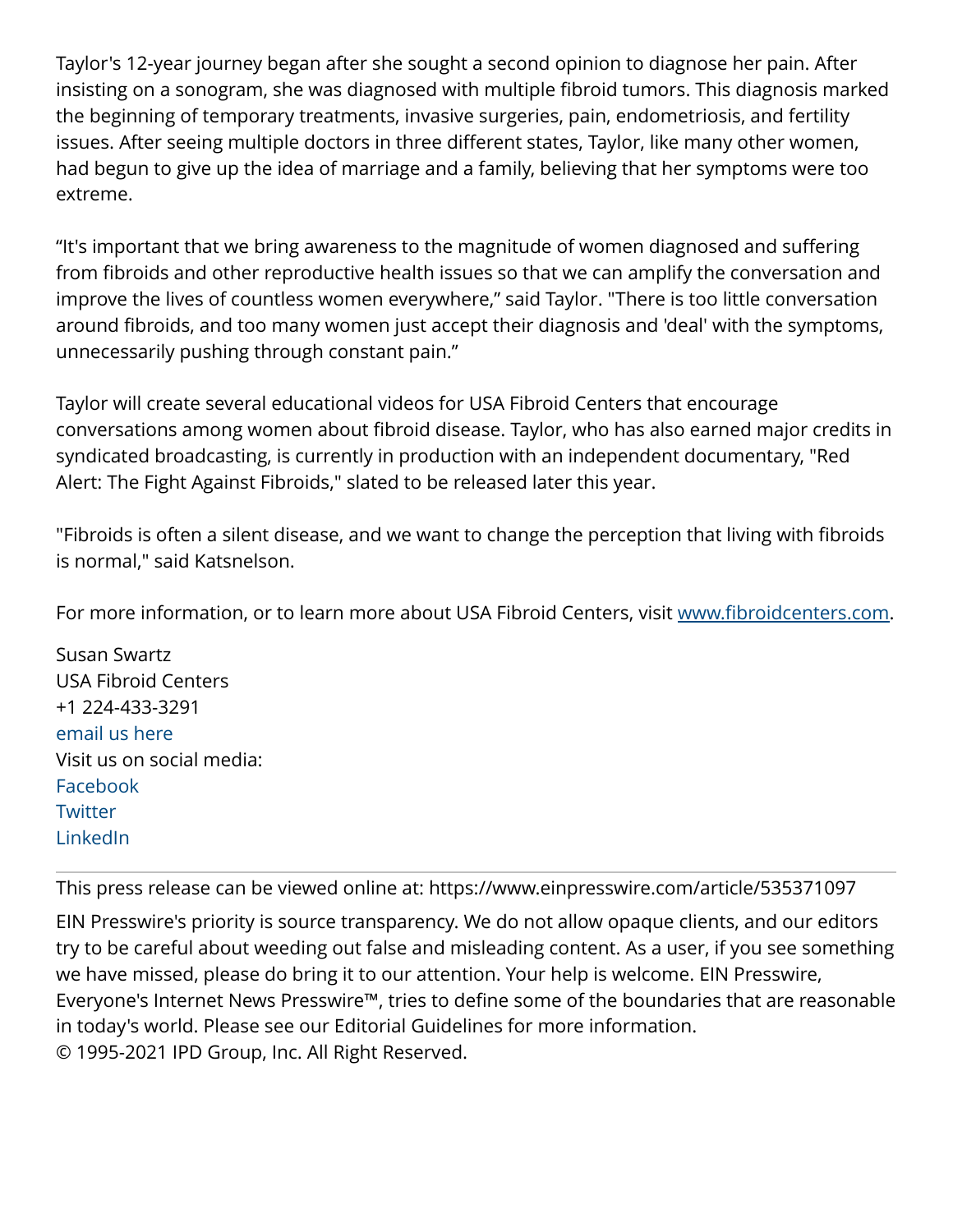Taylor's 12-year journey began after she sought a second opinion to diagnose her pain. After insisting on a sonogram, she was diagnosed with multiple fibroid tumors. This diagnosis marked the beginning of temporary treatments, invasive surgeries, pain, endometriosis, and fertility issues. After seeing multiple doctors in three different states, Taylor, like many other women, had begun to give up the idea of marriage and a family, believing that her symptoms were too extreme.

“It's important that we bring awareness to the magnitude of women diagnosed and suffering from fibroids and other reproductive health issues so that we can amplify the conversation and improve the lives of countless women everywhere,” said Taylor. "There is too little conversation around fibroids, and too many women just accept their diagnosis and 'deal' with the symptoms, unnecessarily pushing through constant pain.”

Taylor will create several educational videos for USA Fibroid Centers that encourage conversations among women about fibroid disease. Taylor, who has also earned major credits in syndicated broadcasting, is currently in production with an independent documentary, "Red Alert: The Fight Against Fibroids," slated to be released later this year.

"Fibroids is often a silent disease, and we want to change the perception that living with fibroids is normal," said Katsnelson.

For more information, or to learn more about USA Fibroid Centers, visit www.fibroidcenters.com.

Susan Swartz  
USA Fibroid Centers  
+1 224-433-3291  
email us here  
Visit us on social media:  
Facebook  
Twitter  
LinkedIn

---

This press release can be viewed online at: https://www.einpresswire.com/article/535371097

EIN Presswire's priority is source transparency. We do not allow opaque clients, and our editors try to be careful about weeding out false and misleading content. As a user, if you see something we have missed, please do bring it to our attention. Your help is welcome. EIN Presswire, Everyone's Internet News Presswire™, tries to define some of the boundaries that are reasonable in today's world. Please see our Editorial Guidelines for more information.  
© 1995-2021 IPD Group, Inc. All Right Reserved.